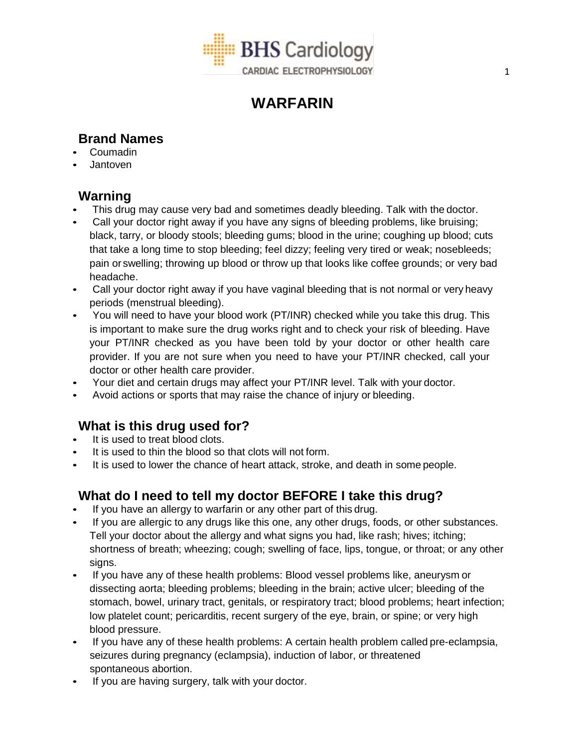BHS Cardiology
CARDIAC ELECTROPHYSIOLOGY

# WARFARIN

## Brand Names

- Coumadin
- Jantoven

## Warning

- This drug may cause very bad and sometimes deadly bleeding. Talk with the doctor.
- Call your doctor right away if you have any signs of bleeding problems, like bruising; black, tarry, or bloody stools; bleeding gums; blood in the urine; coughing up blood; cuts that take a long time to stop bleeding; feel dizzy; feeling very tired or weak; nosebleeds; pain or swelling; throwing up blood or throw up that looks like coffee grounds; or very bad headache.
- Call your doctor right away if you have vaginal bleeding that is not normal or very heavy periods (menstrual bleeding).
- You will need to have your blood work (PT/INR) checked while you take this drug. This is important to make sure the drug works right and to check your risk of bleeding. Have your PT/INR checked as you have been told by your doctor or other health care provider. If you are not sure when you need to have your PT/INR checked, call your doctor or other health care provider.
- Your diet and certain drugs may affect your PT/INR level. Talk with your doctor.
- Avoid actions or sports that may raise the chance of injury or bleeding.

## What is this drug used for?

- It is used to treat blood clots.
- It is used to thin the blood so that clots will not form.
- It is used to lower the chance of heart attack, stroke, and death in some people.

## What do I need to tell my doctor BEFORE I take this drug?

- If you have an allergy to warfarin or any other part of this drug.
- If you are allergic to any drugs like this one, any other drugs, foods, or other substances. Tell your doctor about the allergy and what signs you had, like rash; hives; itching; shortness of breath; wheezing; cough; swelling of face, lips, tongue, or throat; or any other signs.
- If you have any of these health problems: Blood vessel problems like, aneurysm or dissecting aorta; bleeding problems; bleeding in the brain; active ulcer; bleeding of the stomach, bowel, urinary tract, genitals, or respiratory tract; blood problems; heart infection; low platelet count; pericarditis, recent surgery of the eye, brain, or spine; or very high blood pressure.
- If you have any of these health problems: A certain health problem called pre-eclampsia, seizures during pregnancy (eclampsia), induction of labor, or threatened spontaneous abortion.
- If you are having surgery, talk with your doctor.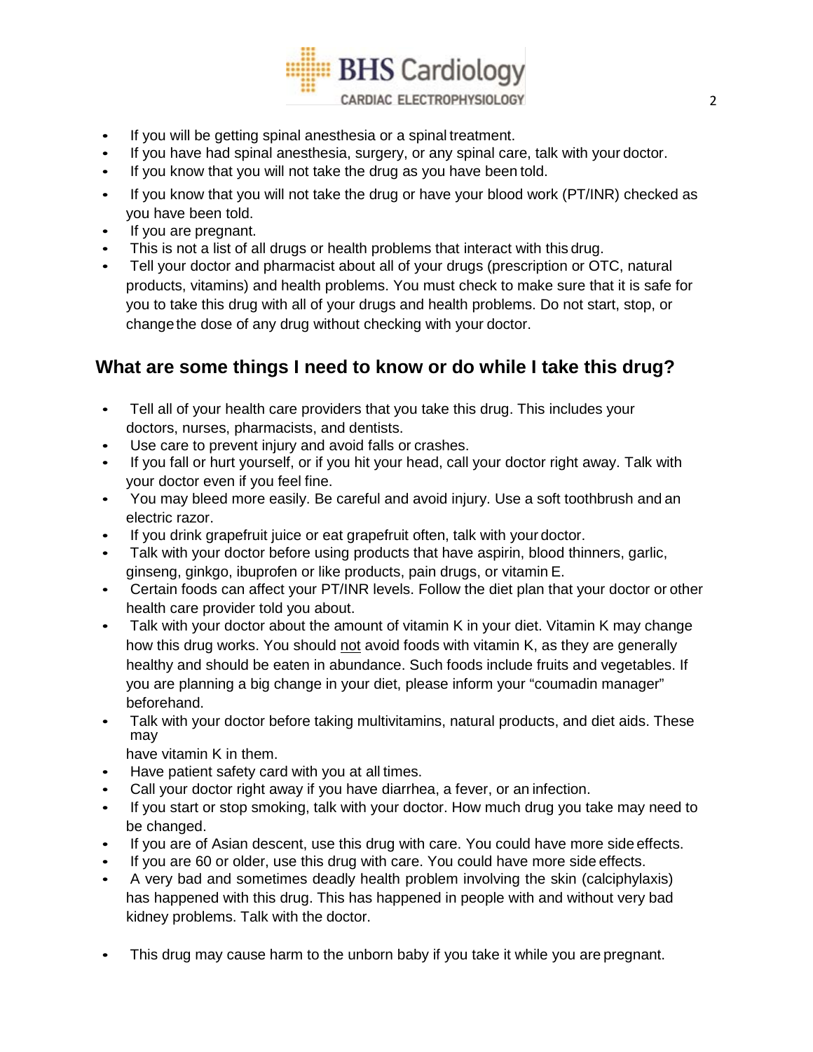- If you will be getting spinal anesthesia or a spinal treatment.
- If you have had spinal anesthesia, surgery, or any spinal care, talk with your doctor.
- If you know that you will not take the drug as you have been told.
- If you know that you will not take the drug or have your blood work (PT/INR) checked as you have been told.
- If you are pregnant.
- This is not a list of all drugs or health problems that interact with this drug.
- Tell your doctor and pharmacist about all of your drugs (prescription or OTC, natural products, vitamins) and health problems. You must check to make sure that it is safe for you to take this drug with all of your drugs and health problems. Do not start, stop, or change the dose of any drug without checking with your doctor.

## What are some things I need to know or do while I take this drug?

- Tell all of your health care providers that you take this drug. This includes your doctors, nurses, pharmacists, and dentists.
- Use care to prevent injury and avoid falls or crashes.
- If you fall or hurt yourself, or if you hit your head, call your doctor right away. Talk with your doctor even if you feel fine.
- You may bleed more easily. Be careful and avoid injury. Use a soft toothbrush and an electric razor.
- If you drink grapefruit juice or eat grapefruit often, talk with your doctor.
- Talk with your doctor before using products that have aspirin, blood thinners, garlic, ginseng, ginkgo, ibuprofen or like products, pain drugs, or vitamin E.
- Certain foods can affect your PT/INR levels. Follow the diet plan that your doctor or other health care provider told you about.
- Talk with your doctor about the amount of vitamin K in your diet. Vitamin K may change how this drug works. You should <u>not</u> avoid foods with vitamin K, as they are generally healthy and should be eaten in abundance. Such foods include fruits and vegetables. If you are planning a big change in your diet, please inform your "coumadin manager" beforehand.
- Talk with your doctor before taking multivitamins, natural products, and diet aids. These may have vitamin K in them.
- Have patient safety card with you at all times.
- Call your doctor right away if you have diarrhea, a fever, or an infection.
- If you start or stop smoking, talk with your doctor. How much drug you take may need to be changed.
- If you are of Asian descent, use this drug with care. You could have more side effects.
- If you are 60 or older, use this drug with care. You could have more side effects.
- A very bad and sometimes deadly health problem involving the skin (calciphylaxis) has happened with this drug. This has happened in people with and without very bad kidney problems. Talk with the doctor.
- This drug may cause harm to the unborn baby if you take it while you are pregnant.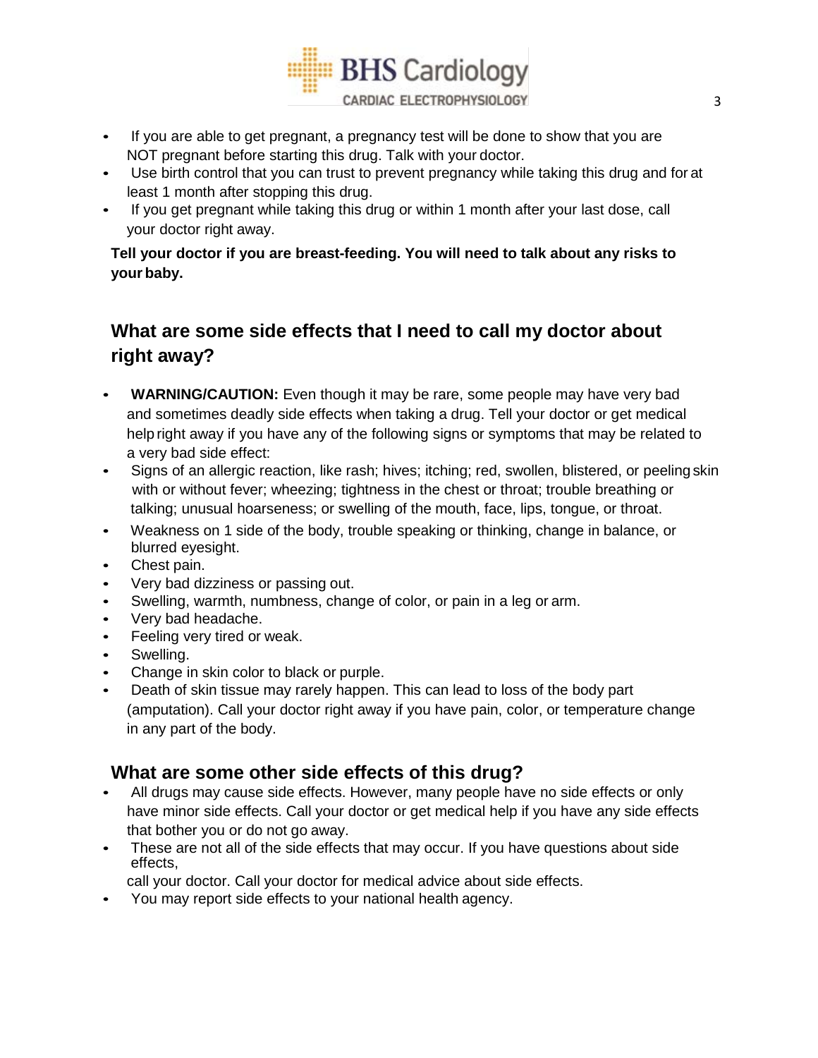- If you are able to get pregnant, a pregnancy test will be done to show that you are NOT pregnant before starting this drug. Talk with your doctor.
- Use birth control that you can trust to prevent pregnancy while taking this drug and for at least 1 month after stopping this drug.
- If you get pregnant while taking this drug or within 1 month after your last dose, call your doctor right away.

**Tell your doctor if you are breast-feeding. You will need to talk about any risks to your baby.**

## What are some side effects that I need to call my doctor about right away?

- **WARNING/CAUTION:** Even though it may be rare, some people may have very bad and sometimes deadly side effects when taking a drug. Tell your doctor or get medical help right away if you have any of the following signs or symptoms that may be related to a very bad side effect:
- Signs of an allergic reaction, like rash; hives; itching; red, swollen, blistered, or peeling skin with or without fever; wheezing; tightness in the chest or throat; trouble breathing or talking; unusual hoarseness; or swelling of the mouth, face, lips, tongue, or throat.
- Weakness on 1 side of the body, trouble speaking or thinking, change in balance, or blurred eyesight.
- Chest pain.
- Very bad dizziness or passing out.
- Swelling, warmth, numbness, change of color, or pain in a leg or arm.
- Very bad headache.
- Feeling very tired or weak.
- Swelling.
- Change in skin color to black or purple.
- Death of skin tissue may rarely happen. This can lead to loss of the body part (amputation). Call your doctor right away if you have pain, color, or temperature change in any part of the body.

## What are some other side effects of this drug?

- All drugs may cause side effects. However, many people have no side effects or only have minor side effects. Call your doctor or get medical help if you have any side effects that bother you or do not go away.
- These are not all of the side effects that may occur. If you have questions about side effects, call your doctor. Call your doctor for medical advice about side effects.
- You may report side effects to your national health agency.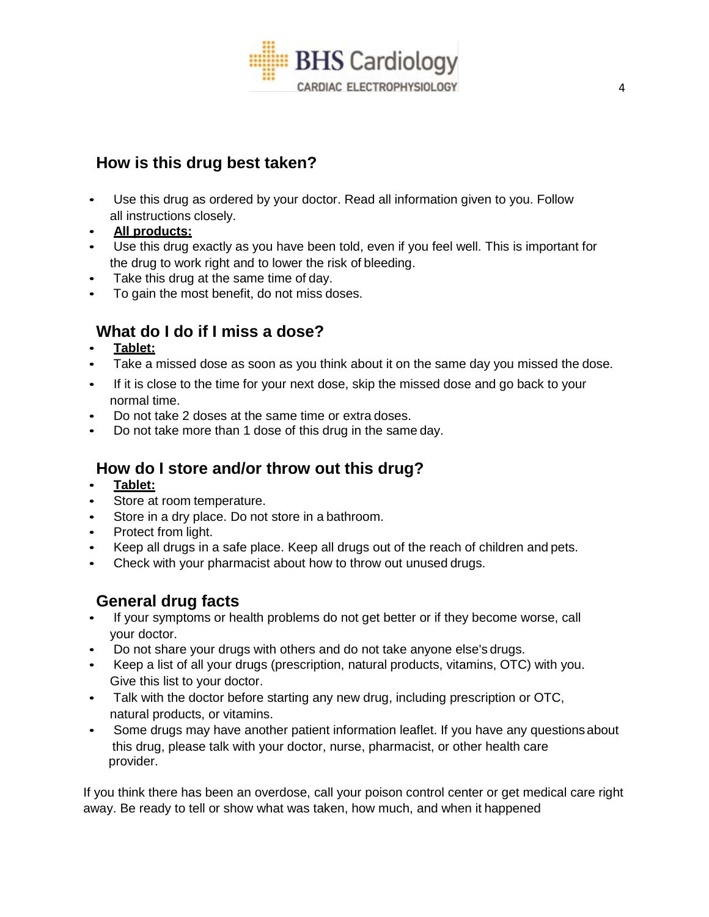## How is this drug best taken?

- Use this drug as ordered by your doctor. Read all information given to you. Follow all instructions closely.
- **All products:**
- Use this drug exactly as you have been told, even if you feel well. This is important for the drug to work right and to lower the risk of bleeding.
- Take this drug at the same time of day.
- To gain the most benefit, do not miss doses.

## What do I do if I miss a dose?

- **Tablet:**
- Take a missed dose as soon as you think about it on the same day you missed the dose.
- If it is close to the time for your next dose, skip the missed dose and go back to your normal time.
- Do not take 2 doses at the same time or extra doses.
- Do not take more than 1 dose of this drug in the same day.

## How do I store and/or throw out this drug?

- **Tablet:**
- Store at room temperature.
- Store in a dry place. Do not store in a bathroom.
- Protect from light.
- Keep all drugs in a safe place. Keep all drugs out of the reach of children and pets.
- Check with your pharmacist about how to throw out unused drugs.

## General drug facts

- If your symptoms or health problems do not get better or if they become worse, call your doctor.
- Do not share your drugs with others and do not take anyone else's drugs.
- Keep a list of all your drugs (prescription, natural products, vitamins, OTC) with you. Give this list to your doctor.
- Talk with the doctor before starting any new drug, including prescription or OTC, natural products, or vitamins.
- Some drugs may have another patient information leaflet. If you have any questions about this drug, please talk with your doctor, nurse, pharmacist, or other health care provider.

If you think there has been an overdose, call your poison control center or get medical care right away. Be ready to tell or show what was taken, how much, and when it happened